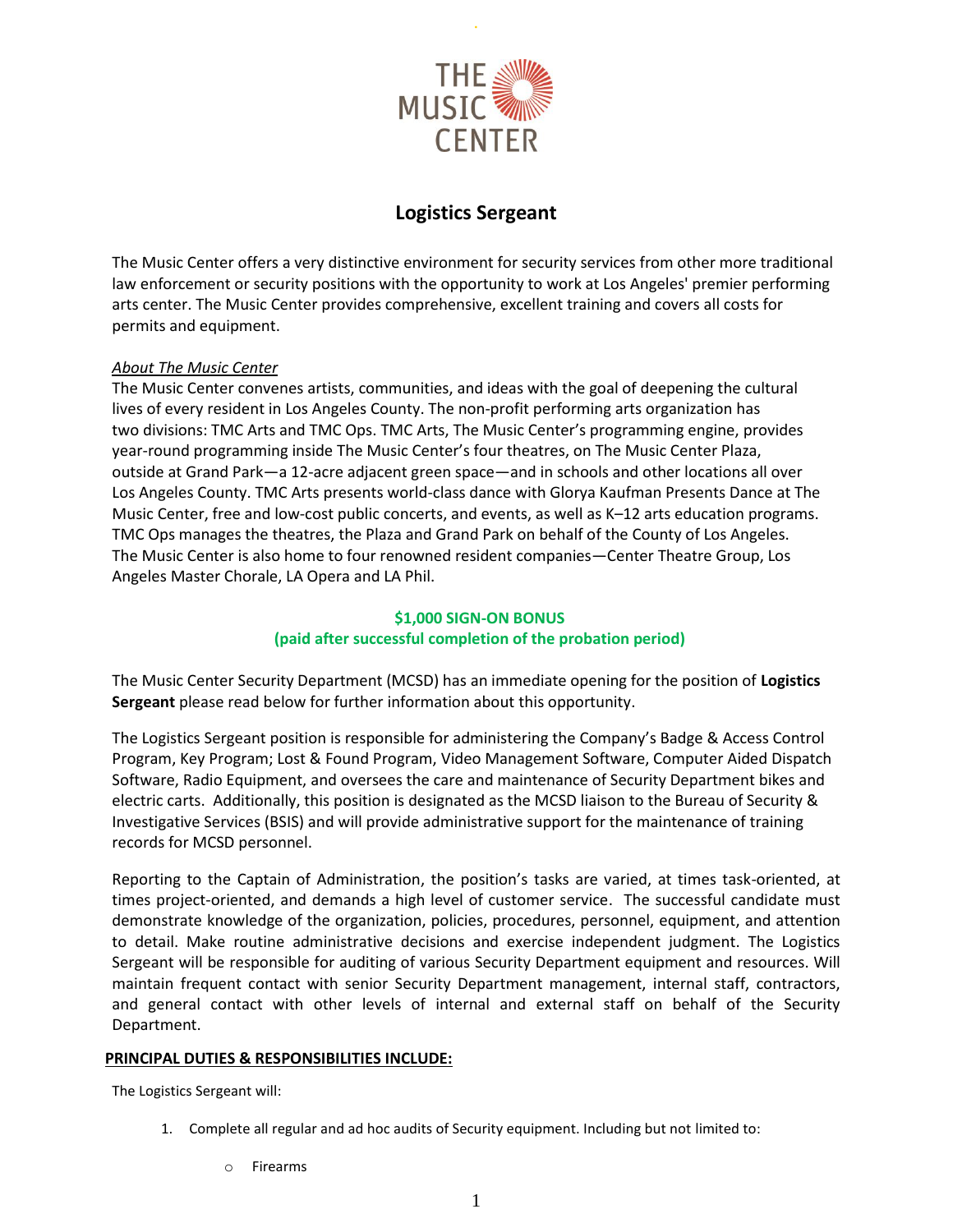# Logistics Sergeant

The Music Center offers a very distinctive environment for security services from other more traditional law enforcement or security positions with the opportunity to work at Los Angeles' premier performing arts center. The Music Center provides comprehensive, excellent training and covers all costs for permits and equipment.

*About The Music Center*

The Music Center convenes artists, communities, and ideas with the goal of deepening the cultural lives of every resident in Los Angeles County. The non-profit performing arts organization has two divisions: TMC Arts and TMC Ops. TMC Arts, The Music Center's programming engine, provides year-round programming inside The Music Center's four theatres, on The Music Center Plaza, outside at Grand Park—a 12-acre adjacent green space—and in schools and other locations all over Los Angeles County. TMC Arts presents world-class dance with Glorya Kaufman Presents Dance at The Music Center, free and low-cost public concerts, and events, as well as K–12 arts education programs. TMC Ops manages the theatres, the Plaza and Grand Park on behalf of the County of Los Angeles. The Music Center is also home to four renowned resident companies—Center Theatre Group, Los Angeles Master Chorale, LA Opera and LA Phil.

**$1,000 SIGN-ON BONUS**
**(paid after successful completion of the probation period)**

The Music Center Security Department (MCSD) has an immediate opening for the position of **Logistics Sergeant** please read below for further information about this opportunity.

The Logistics Sergeant position is responsible for administering the Company's Badge & Access Control Program, Key Program; Lost & Found Program, Video Management Software, Computer Aided Dispatch Software, Radio Equipment, and oversees the care and maintenance of Security Department bikes and electric carts. Additionally, this position is designated as the MCSD liaison to the Bureau of Security & Investigative Services (BSIS) and will provide administrative support for the maintenance of training records for MCSD personnel.

Reporting to the Captain of Administration, the position's tasks are varied, at times task-oriented, at times project-oriented, and demands a high level of customer service. The successful candidate must demonstrate knowledge of the organization, policies, procedures, personnel, equipment, and attention to detail. Make routine administrative decisions and exercise independent judgment. The Logistics Sergeant will be responsible for auditing of various Security Department equipment and resources. Will maintain frequent contact with senior Security Department management, internal staff, contractors, and general contact with other levels of internal and external staff on behalf of the Security Department.

**PRINCIPAL DUTIES & RESPONSIBILITIES INCLUDE:**

The Logistics Sergeant will:

1. Complete all regular and ad hoc audits of Security equipment. Including but not limited to:
   - Firearms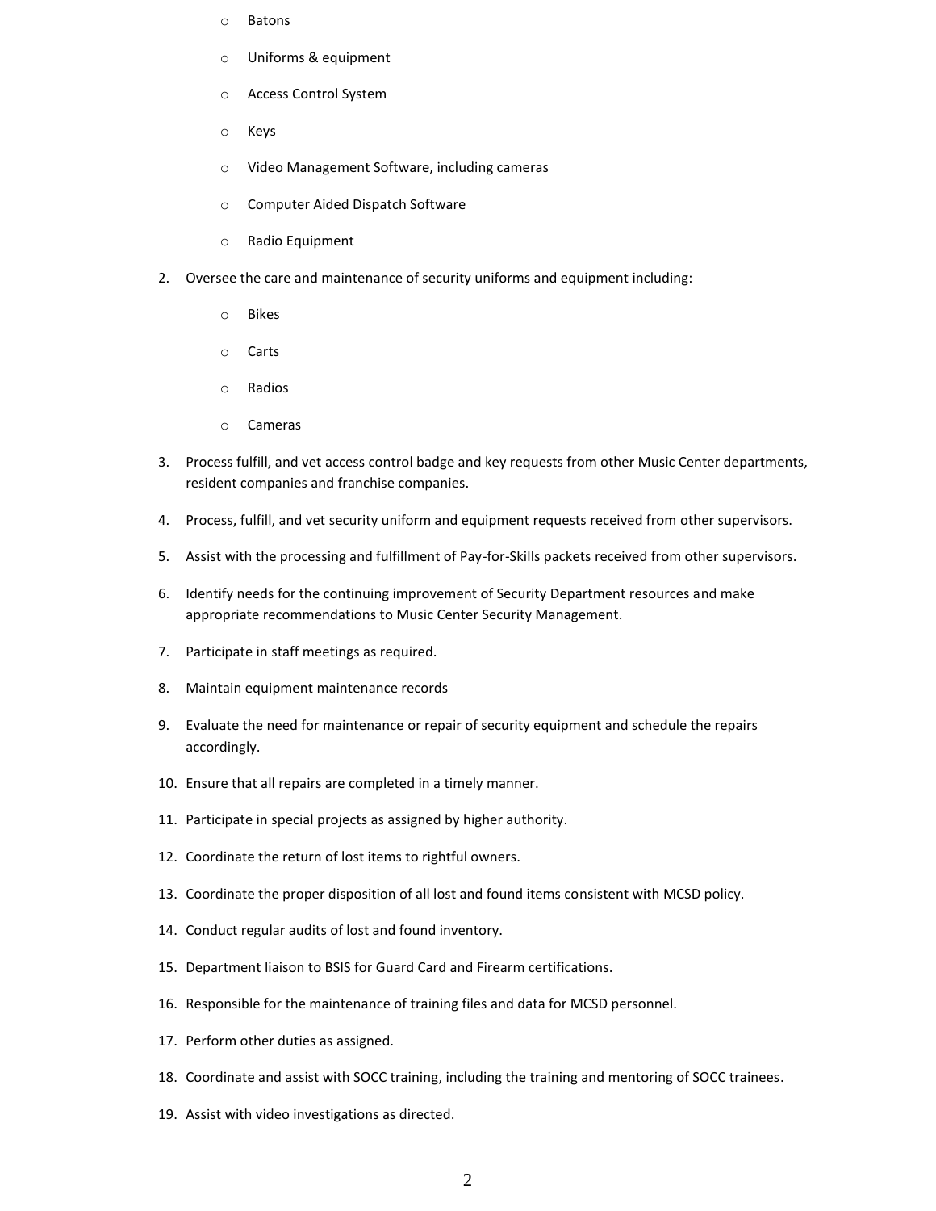- Batons
- Uniforms & equipment
- Access Control System
- Keys
- Video Management Software, including cameras
- Computer Aided Dispatch Software
- Radio Equipment

2. Oversee the care and maintenance of security uniforms and equipment including:
   - Bikes
   - Carts
   - Radios
   - Cameras
3. Process fulfill, and vet access control badge and key requests from other Music Center departments, resident companies and franchise companies.
4. Process, fulfill, and vet security uniform and equipment requests received from other supervisors.
5. Assist with the processing and fulfillment of Pay-for-Skills packets received from other supervisors.
6. Identify needs for the continuing improvement of Security Department resources and make appropriate recommendations to Music Center Security Management.
7. Participate in staff meetings as required.
8. Maintain equipment maintenance records
9. Evaluate the need for maintenance or repair of security equipment and schedule the repairs accordingly.
10. Ensure that all repairs are completed in a timely manner.
11. Participate in special projects as assigned by higher authority.
12. Coordinate the return of lost items to rightful owners.
13. Coordinate the proper disposition of all lost and found items consistent with MCSD policy.
14. Conduct regular audits of lost and found inventory.
15. Department liaison to BSIS for Guard Card and Firearm certifications.
16. Responsible for the maintenance of training files and data for MCSD personnel.
17. Perform other duties as assigned.
18. Coordinate and assist with SOCC training, including the training and mentoring of SOCC trainees.
19. Assist with video investigations as directed.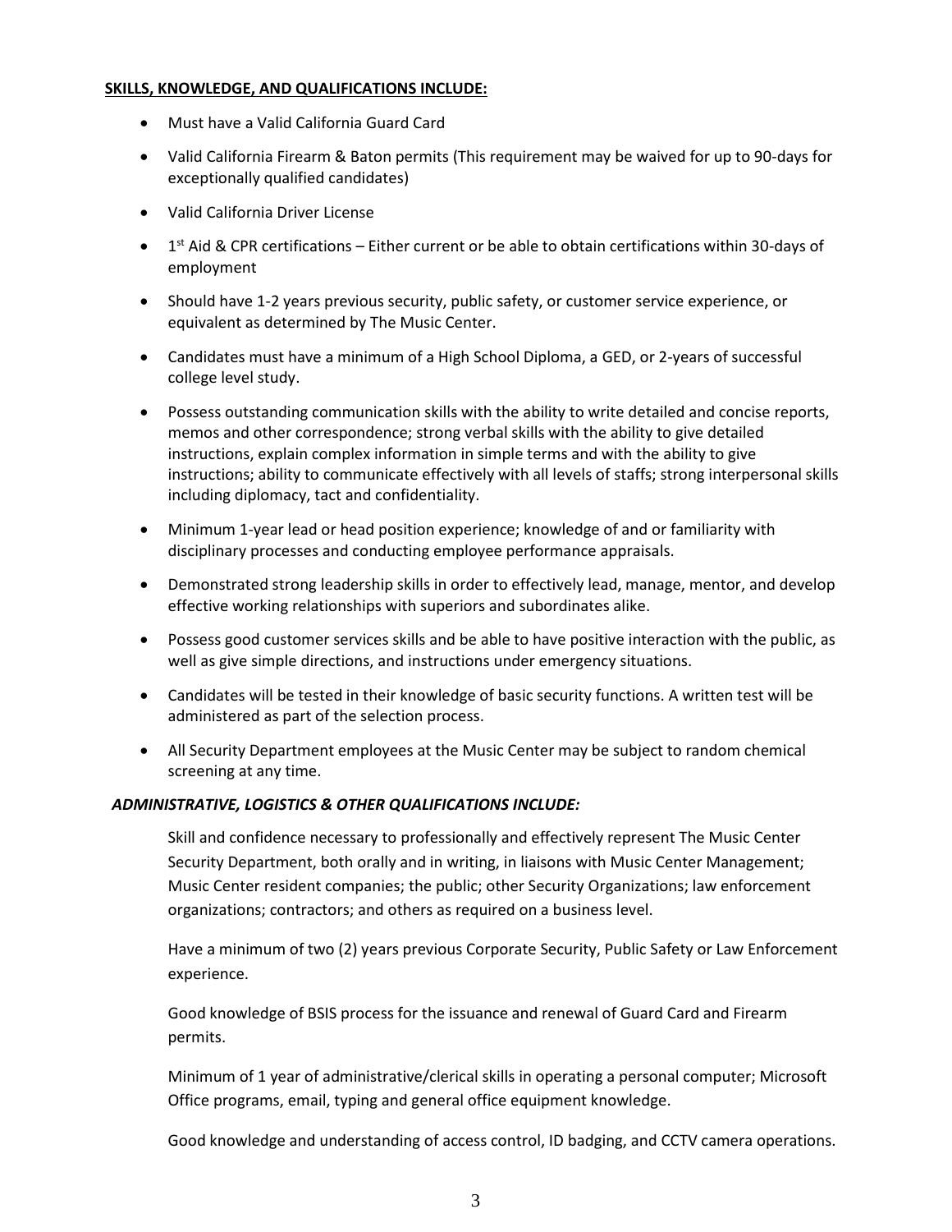**SKILLS, KNOWLEDGE, AND QUALIFICATIONS INCLUDE:**

- Must have a Valid California Guard Card
- Valid California Firearm & Baton permits (This requirement may be waived for up to 90-days for exceptionally qualified candidates)
- Valid California Driver License
- 1st Aid & CPR certifications – Either current or be able to obtain certifications within 30-days of employment
- Should have 1-2 years previous security, public safety, or customer service experience, or equivalent as determined by The Music Center.
- Candidates must have a minimum of a High School Diploma, a GED, or 2-years of successful college level study.
- Possess outstanding communication skills with the ability to write detailed and concise reports, memos and other correspondence; strong verbal skills with the ability to give detailed instructions, explain complex information in simple terms and with the ability to give instructions; ability to communicate effectively with all levels of staffs; strong interpersonal skills including diplomacy, tact and confidentiality.
- Minimum 1-year lead or head position experience; knowledge of and or familiarity with disciplinary processes and conducting employee performance appraisals.
- Demonstrated strong leadership skills in order to effectively lead, manage, mentor, and develop effective working relationships with superiors and subordinates alike.
- Possess good customer services skills and be able to have positive interaction with the public, as well as give simple directions, and instructions under emergency situations.
- Candidates will be tested in their knowledge of basic security functions. A written test will be administered as part of the selection process.
- All Security Department employees at the Music Center may be subject to random chemical screening at any time.

***ADMINISTRATIVE, LOGISTICS & OTHER QUALIFICATIONS INCLUDE:***

Skill and confidence necessary to professionally and effectively represent The Music Center Security Department, both orally and in writing, in liaisons with Music Center Management; Music Center resident companies; the public; other Security Organizations; law enforcement organizations; contractors; and others as required on a business level.

Have a minimum of two (2) years previous Corporate Security, Public Safety or Law Enforcement experience.

Good knowledge of BSIS process for the issuance and renewal of Guard Card and Firearm permits.

Minimum of 1 year of administrative/clerical skills in operating a personal computer; Microsoft Office programs, email, typing and general office equipment knowledge.

Good knowledge and understanding of access control, ID badging, and CCTV camera operations.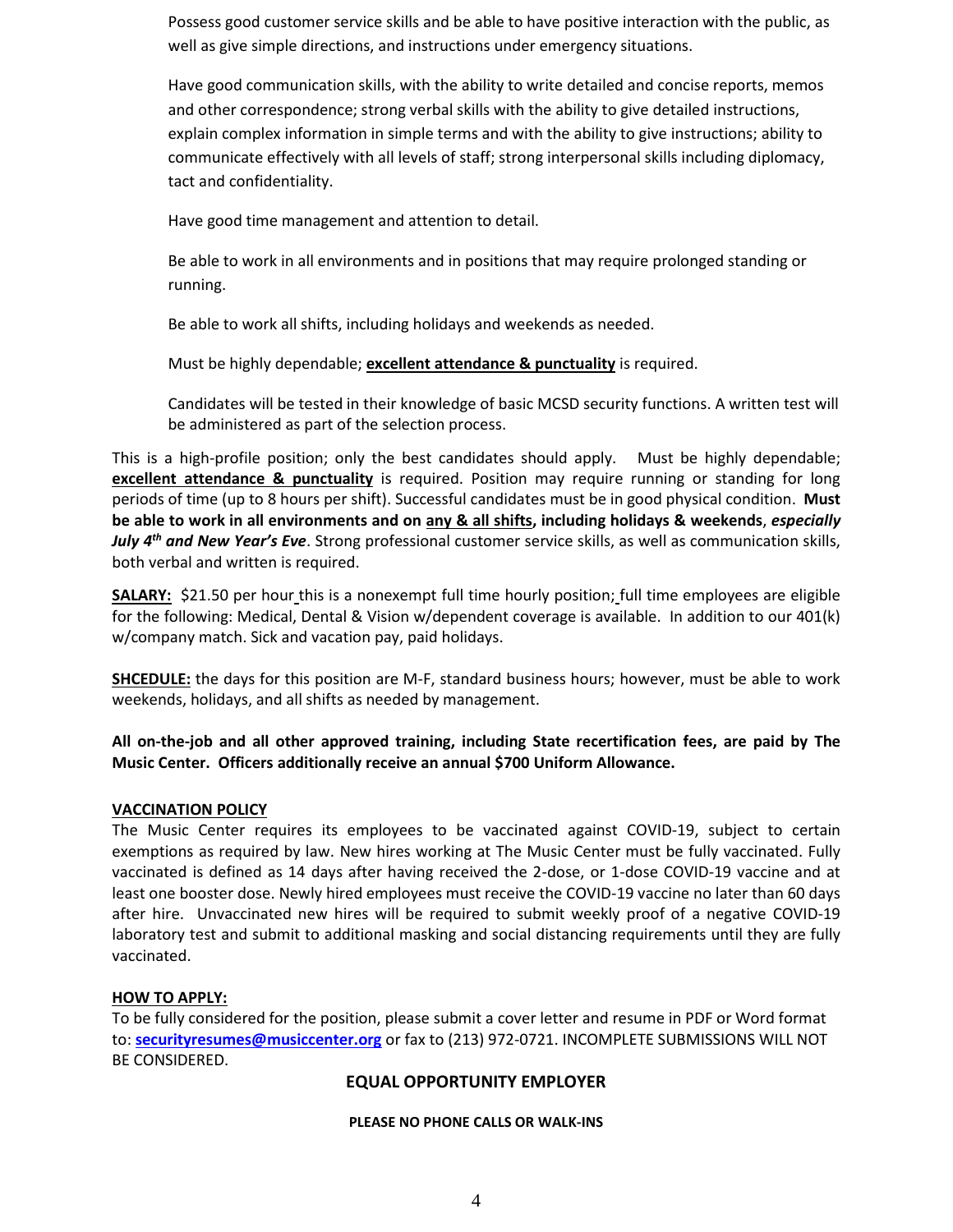Possess good customer service skills and be able to have positive interaction with the public, as well as give simple directions, and instructions under emergency situations.

Have good communication skills, with the ability to write detailed and concise reports, memos and other correspondence; strong verbal skills with the ability to give detailed instructions, explain complex information in simple terms and with the ability to give instructions; ability to communicate effectively with all levels of staff; strong interpersonal skills including diplomacy, tact and confidentiality.

Have good time management and attention to detail.

Be able to work in all environments and in positions that may require prolonged standing or running.

Be able to work all shifts, including holidays and weekends as needed.

Must be highly dependable; **excellent attendance & punctuality** is required.

Candidates will be tested in their knowledge of basic MCSD security functions. A written test will be administered as part of the selection process.

This is a high-profile position; only the best candidates should apply. Must be highly dependable; **excellent attendance & punctuality** is required. Position may require running or standing for long periods of time (up to 8 hours per shift). Successful candidates must be in good physical condition. **Must be able to work in all environments and on any & all shifts, including holidays & weekends**, ***especially July 4th and New Year's Eve***. Strong professional customer service skills, as well as communication skills, both verbal and written is required.

**SALARY:** $21.50 per hour this is a nonexempt full time hourly position; full time employees are eligible for the following: Medical, Dental & Vision w/dependent coverage is available. In addition to our 401(k) w/company match. Sick and vacation pay, paid holidays.

**SHCEDULE:** the days for this position are M-F, standard business hours; however, must be able to work weekends, holidays, and all shifts as needed by management.

**All on-the-job and all other approved training, including State recertification fees, are paid by The Music Center. Officers additionally receive an annual $700 Uniform Allowance.**

**VACCINATION POLICY**

The Music Center requires its employees to be vaccinated against COVID-19, subject to certain exemptions as required by law. New hires working at The Music Center must be fully vaccinated. Fully vaccinated is defined as 14 days after having received the 2-dose, or 1-dose COVID-19 vaccine and at least one booster dose. Newly hired employees must receive the COVID-19 vaccine no later than 60 days after hire. Unvaccinated new hires will be required to submit weekly proof of a negative COVID-19 laboratory test and submit to additional masking and social distancing requirements until they are fully vaccinated.

**HOW TO APPLY:**

To be fully considered for the position, please submit a cover letter and resume in PDF or Word format to: **securityresumes@musiccenter.org** or fax to (213) 972-0721. INCOMPLETE SUBMISSIONS WILL NOT BE CONSIDERED.

**EQUAL OPPORTUNITY EMPLOYER**

**PLEASE NO PHONE CALLS OR WALK-INS**